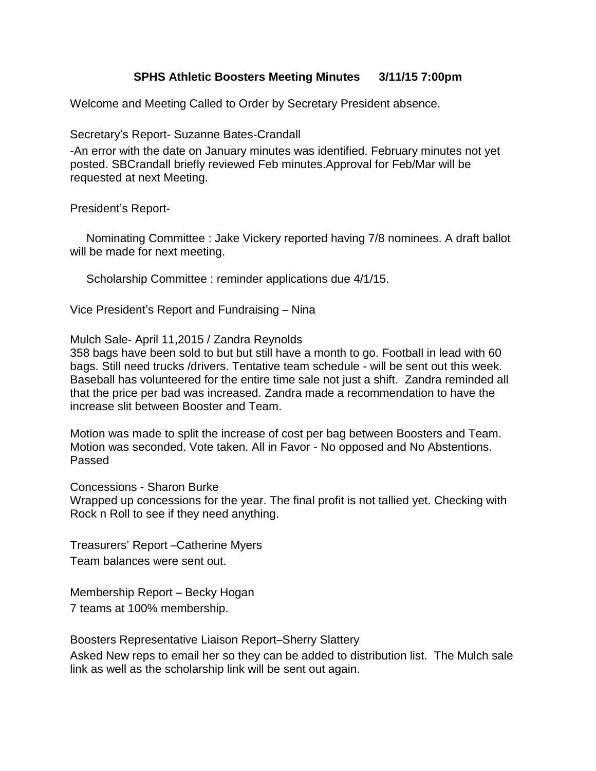# SPHS Athletic Boosters Meeting Minutes 3/11/15 7:00pm

Welcome and Meeting Called to Order by Secretary President absence.

Secretary's Report- Suzanne Bates-Crandall

-An error with the date on January minutes was identified. February minutes not yet posted. SBCrandall briefly reviewed Feb minutes.Approval for Feb/Mar will be requested at next Meeting.

President's Report-

Nominating Committee : Jake Vickery reported having 7/8 nominees. A draft ballot will be made for next meeting.

Scholarship Committee : reminder applications due 4/1/15.

Vice President's Report and Fundraising – Nina

Mulch Sale- April 11,2015 / Zandra Reynolds
358 bags have been sold to but but still have a month to go. Football in lead with 60 bags. Still need trucks /drivers. Tentative team schedule - will be sent out this week. Baseball has volunteered for the entire time sale not just a shift. Zandra reminded all that the price per bad was increased. Zandra made a recommendation to have the increase slit between Booster and Team.

Motion was made to split the increase of cost per bag between Boosters and Team. Motion was seconded. Vote taken. All in Favor - No opposed and No Abstentions. Passed

Concessions - Sharon Burke
Wrapped up concessions for the year. The final profit is not tallied yet. Checking with Rock n Roll to see if they need anything.

Treasurers' Report –Catherine Myers
Team balances were sent out.

Membership Report – Becky Hogan
7 teams at 100% membership.

Boosters Representative Liaison Report–Sherry Slattery
Asked New reps to email her so they can be added to distribution list. The Mulch sale link as well as the scholarship link will be sent out again.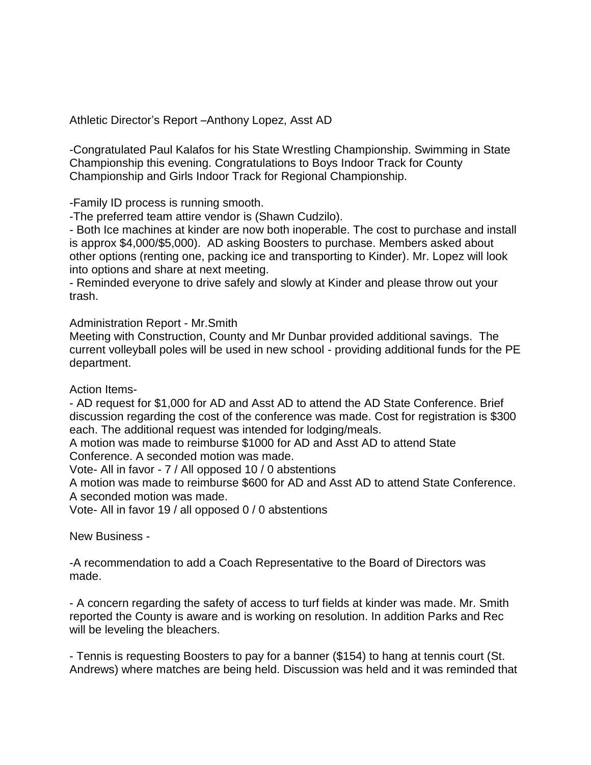Athletic Director's Report –Anthony Lopez, Asst AD

-Congratulated Paul Kalafos for his State Wrestling Championship. Swimming in State Championship this evening. Congratulations to Boys Indoor Track for County Championship and Girls Indoor Track for Regional Championship.

-Family ID process is running smooth.
-The preferred team attire vendor is (Shawn Cudzilo).
- Both Ice machines at kinder are now both inoperable. The cost to purchase and install is approx $4,000/$5,000). AD asking Boosters to purchase. Members asked about other options (renting one, packing ice and transporting to Kinder). Mr. Lopez will look into options and share at next meeting.
- Reminded everyone to drive safely and slowly at Kinder and please throw out your trash.

Administration Report - Mr.Smith
Meeting with Construction, County and Mr Dunbar provided additional savings. The current volleyball poles will be used in new school - providing additional funds for the PE department.

Action Items-
- AD request for $1,000 for AD and Asst AD to attend the AD State Conference. Brief discussion regarding the cost of the conference was made. Cost for registration is $300 each. The additional request was intended for lodging/meals.
A motion was made to reimburse $1000 for AD and Asst AD to attend State Conference. A seconded motion was made.
Vote- All in favor - 7 / All opposed 10 / 0 abstentions
A motion was made to reimburse $600 for AD and Asst AD to attend State Conference. A seconded motion was made.
Vote- All in favor 19 / all opposed 0 / 0 abstentions

New Business -

-A recommendation to add a Coach Representative to the Board of Directors was made.

- A concern regarding the safety of access to turf fields at kinder was made. Mr. Smith reported the County is aware and is working on resolution. In addition Parks and Rec will be leveling the bleachers.

- Tennis is requesting Boosters to pay for a banner ($154) to hang at tennis court (St. Andrews) where matches are being held. Discussion was held and it was reminded that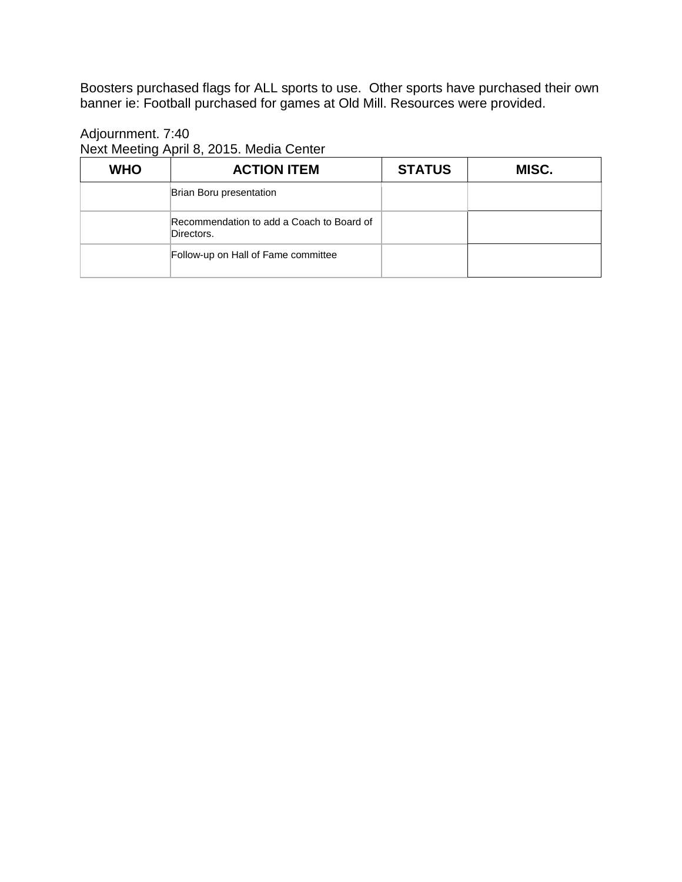Boosters purchased flags for ALL sports to use.  Other sports have purchased their own banner ie: Football purchased for games at Old Mill. Resources were provided.

Adjournment. 7:40
Next Meeting April 8, 2015. Media Center

| WHO | ACTION ITEM | STATUS | MISC. |
|---|---|---|---|
| | Brian Boru presentation | | |
| | Recommendation to add a Coach to Board of Directors. | | |
| | Follow-up on Hall of Fame committee | | |